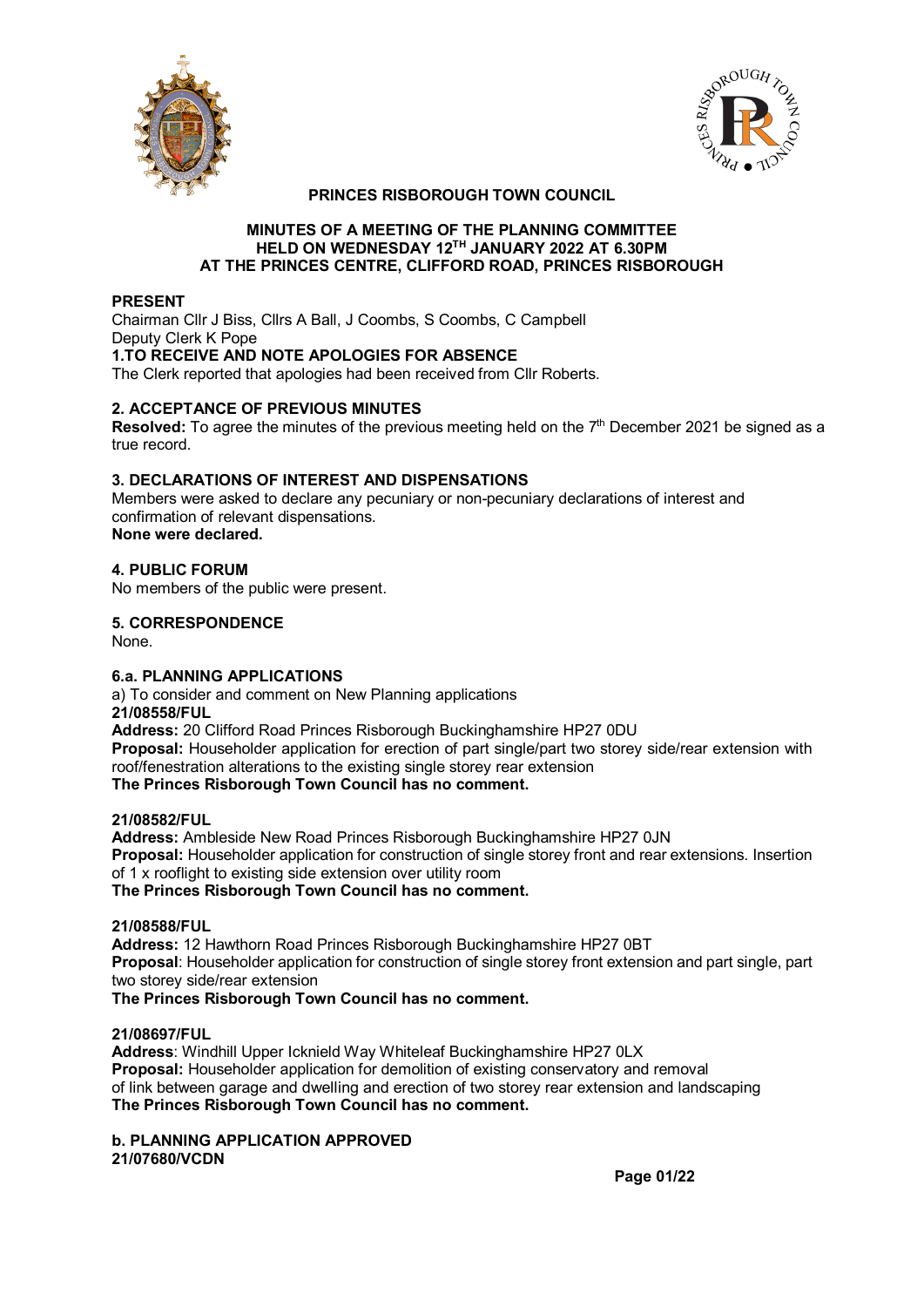# PRINCES RISBOROUGH TOWN COUNCIL

## MINUTES OF A MEETING OF THE PLANNING COMMITTEE HELD ON WEDNESDAY 12TH JANUARY 2022 AT 6.30PM AT THE PRINCES CENTRE, CLIFFORD ROAD, PRINCES RISBOROUGH

**PRESENT**

Chairman Cllr J Biss, Cllrs A Ball, J Coombs, S Coombs, C Campbell
Deputy Clerk K Pope

**1.TO RECEIVE AND NOTE APOLOGIES FOR ABSENCE**

The Clerk reported that apologies had been received from Cllr Roberts.

**2. ACCEPTANCE OF PREVIOUS MINUTES**

**Resolved:** To agree the minutes of the previous meeting held on the 7th December 2021 be signed as a true record.

**3. DECLARATIONS OF INTEREST AND DISPENSATIONS**

Members were asked to declare any pecuniary or non-pecuniary declarations of interest and confirmation of relevant dispensations.
**None were declared.**

**4. PUBLIC FORUM**

No members of the public were present.

**5. CORRESPONDENCE**

None.

**6.a. PLANNING APPLICATIONS**

a) To consider and comment on New Planning applications

**21/08558/FUL**
**Address:** 20 Clifford Road Princes Risborough Buckinghamshire HP27 0DU
**Proposal:** Householder application for erection of part single/part two storey side/rear extension with roof/fenestration alterations to the existing single storey rear extension
**The Princes Risborough Town Council has no comment.**

**21/08582/FUL**
**Address:** Ambleside New Road Princes Risborough Buckinghamshire HP27 0JN
**Proposal:** Householder application for construction of single storey front and rear extensions. Insertion of 1 x rooflight to existing side extension over utility room
**The Princes Risborough Town Council has no comment.**

**21/08588/FUL**
**Address:** 12 Hawthorn Road Princes Risborough Buckinghamshire HP27 0BT
**Proposal**: Householder application for construction of single storey front extension and part single, part two storey side/rear extension
**The Princes Risborough Town Council has no comment.**

**21/08697/FUL**
**Address**: Windhill Upper Icknield Way Whiteleaf Buckinghamshire HP27 0LX
**Proposal:** Householder application for demolition of existing conservatory and removal of link between garage and dwelling and erection of two storey rear extension and landscaping
**The Princes Risborough Town Council has no comment.**

**b. PLANNING APPLICATION APPROVED**

**21/07680/VCDN**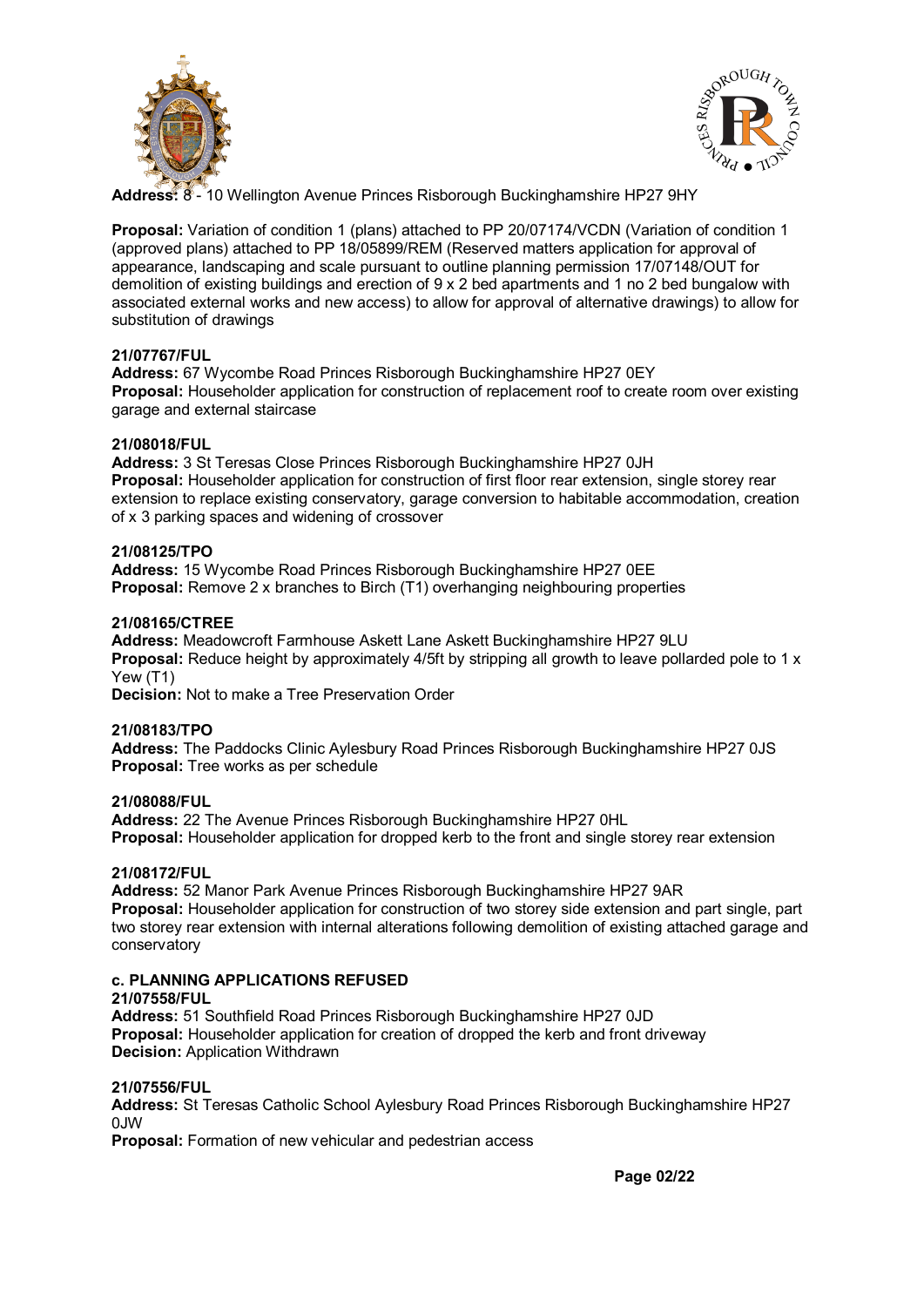**Address:** 8 - 10 Wellington Avenue Princes Risborough Buckinghamshire HP27 9HY

**Proposal:** Variation of condition 1 (plans) attached to PP 20/07174/VCDN (Variation of condition 1 (approved plans) attached to PP 18/05899/REM (Reserved matters application for approval of appearance, landscaping and scale pursuant to outline planning permission 17/07148/OUT for demolition of existing buildings and erection of 9 x 2 bed apartments and 1 no 2 bed bungalow with associated external works and new access) to allow for approval of alternative drawings) to allow for substitution of drawings

**21/07767/FUL**
**Address:** 67 Wycombe Road Princes Risborough Buckinghamshire HP27 0EY
**Proposal:** Householder application for construction of replacement roof to create room over existing garage and external staircase

**21/08018/FUL**
**Address:** 3 St Teresas Close Princes Risborough Buckinghamshire HP27 0JH
**Proposal:** Householder application for construction of first floor rear extension, single storey rear extension to replace existing conservatory, garage conversion to habitable accommodation, creation of x 3 parking spaces and widening of crossover

**21/08125/TPO**
**Address:** 15 Wycombe Road Princes Risborough Buckinghamshire HP27 0EE
**Proposal:** Remove 2 x branches to Birch (T1) overhanging neighbouring properties

**21/08165/CTREE**
**Address:** Meadowcroft Farmhouse Askett Lane Askett Buckinghamshire HP27 9LU
**Proposal:** Reduce height by approximately 4/5ft by stripping all growth to leave pollarded pole to 1 x Yew (T1)
**Decision:** Not to make a Tree Preservation Order

**21/08183/TPO**
**Address:** The Paddocks Clinic Aylesbury Road Princes Risborough Buckinghamshire HP27 0JS
**Proposal:** Tree works as per schedule

**21/08088/FUL**
**Address:** 22 The Avenue Princes Risborough Buckinghamshire HP27 0HL
**Proposal:** Householder application for dropped kerb to the front and single storey rear extension

**21/08172/FUL**
**Address:** 52 Manor Park Avenue Princes Risborough Buckinghamshire HP27 9AR
**Proposal:** Householder application for construction of two storey side extension and part single, part two storey rear extension with internal alterations following demolition of existing attached garage and conservatory

**c. PLANNING APPLICATIONS REFUSED**

**21/07558/FUL**
**Address:** 51 Southfield Road Princes Risborough Buckinghamshire HP27 0JD
**Proposal:** Householder application for creation of dropped the kerb and front driveway
**Decision:** Application Withdrawn

**21/07556/FUL**
**Address:** St Teresas Catholic School Aylesbury Road Princes Risborough Buckinghamshire HP27 0JW
**Proposal:** Formation of new vehicular and pedestrian access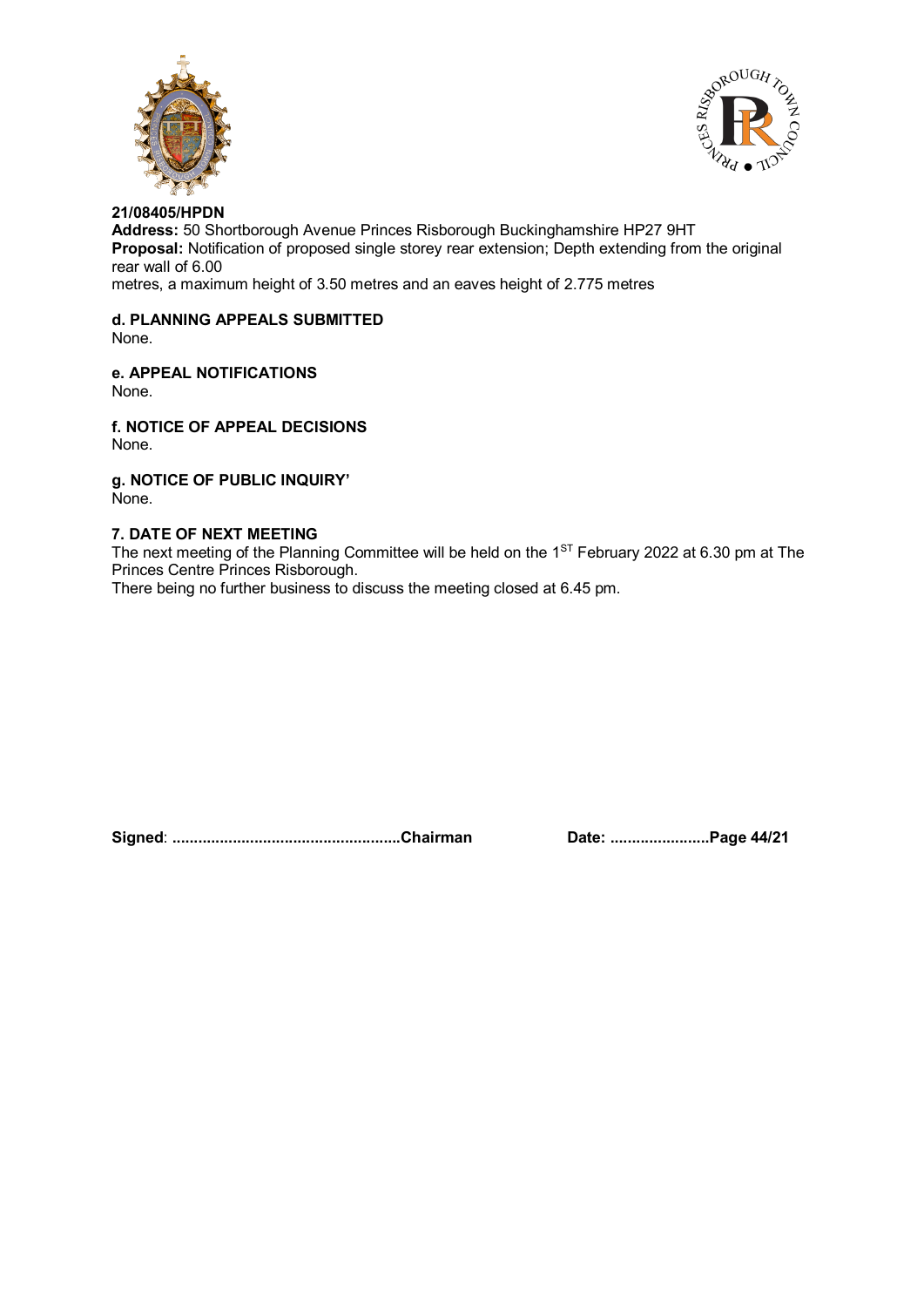**21/08405/HPDN**
**Address:** 50 Shortborough Avenue Princes Risborough Buckinghamshire HP27 9HT
**Proposal:** Notification of proposed single storey rear extension; Depth extending from the original rear wall of 6.00
metres, a maximum height of 3.50 metres and an eaves height of 2.775 metres

**d. PLANNING APPEALS SUBMITTED**
None.

**e. APPEAL NOTIFICATIONS**
None.

**f. NOTICE OF APPEAL DECISIONS**
None.

**g. NOTICE OF PUBLIC INQUIRY'**
None.

**7. DATE OF NEXT MEETING**
The next meeting of the Planning Committee will be held on the 1ST February 2022 at 6.30 pm at The Princes Centre Princes Risborough.
There being no further business to discuss the meeting closed at 6.45 pm.

**Signed**: **....................................................Chairman** **Date: .......................Page 44/21**